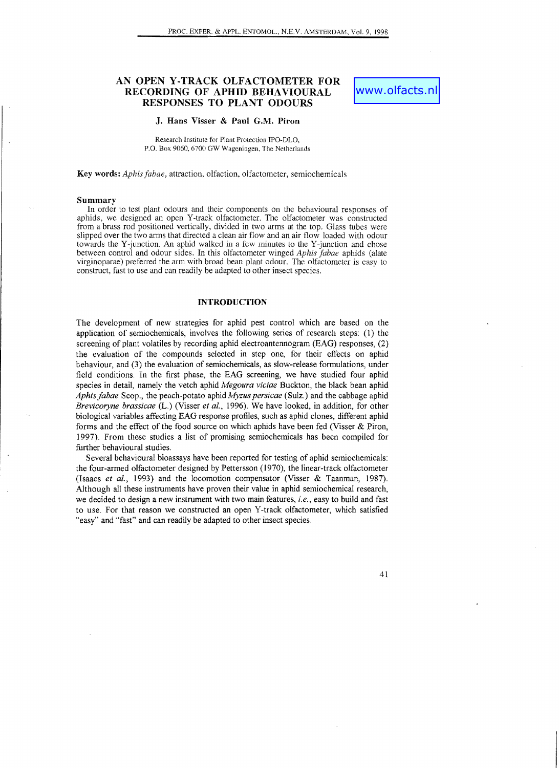# AN OPEN Y-TRACK OLFACTOMETER FOR RECORDING OF APHID BEHAVIOURAL RESPONSES TO PLANT ODOURS

www.olfacts.nl

**J. Hans Visser & Paul G.M. Piron**

Research Institute for Plant Protection IPO-DLO,
P.O. Box 9060, 6700 GW Wageningen, The Netherlands

**Key words:** *Aphis fabae*, attraction, olfaction, olfactometer, semiochemicals

## Summary

In order to test plant odours and their components on the behavioural responses of aphids, we designed an open Y-track olfactometer. The olfactometer was constructed from a brass rod positioned vertically, divided in two arms at the top. Glass tubes were slipped over the two arms that directed a clean air flow and an air flow loaded with odour towards the Y-junction. An aphid walked in a few minutes to the Y-junction and chose between control and odour sides. In this olfactometer winged *Aphis fabae* aphids (alate virginoparae) preferred the arm with broad bean plant odour. The olfactometer is easy to construct, fast to use and can readily be adapted to other insect species.

## INTRODUCTION

The development of new strategies for aphid pest control which are based on the application of semiochemicals, involves the following series of research steps: (1) the screening of plant volatiles by recording aphid electroantennogram (EAG) responses, (2) the evaluation of the compounds selected in step one, for their effects on aphid behaviour, and (3) the evaluation of semiochemicals, as slow-release formulations, under field conditions. In the first phase, the EAG screening, we have studied four aphid species in detail, namely the vetch aphid *Megoura viciae* Buckton, the black bean aphid *Aphis fabae* Scop., the peach-potato aphid *Myzus persicae* (Sulz.) and the cabbage aphid *Brevicoryne brassicae* (L.) (Visser *et al.*, 1996). We have looked, in addition, for other biological variables affecting EAG response profiles, such as aphid clones, different aphid forms and the effect of the food source on which aphids have been fed (Visser & Piron, 1997). From these studies a list of promising semiochemicals has been compiled for further behavioural studies.

Several behavioural bioassays have been reported for testing of aphid semiochemicals: the four-armed olfactometer designed by Pettersson (1970), the linear-track olfactometer (Isaacs *et al.*, 1993) and the locomotion compensator (Visser & Taanman, 1987). Although all these instruments have proven their value in aphid semiochemical research, we decided to design a new instrument with two main features, *i.e.*, easy to build and fast to use. For that reason we constructed an open Y-track olfactometer, which satisfied "easy" and "fast" and can readily be adapted to other insect species.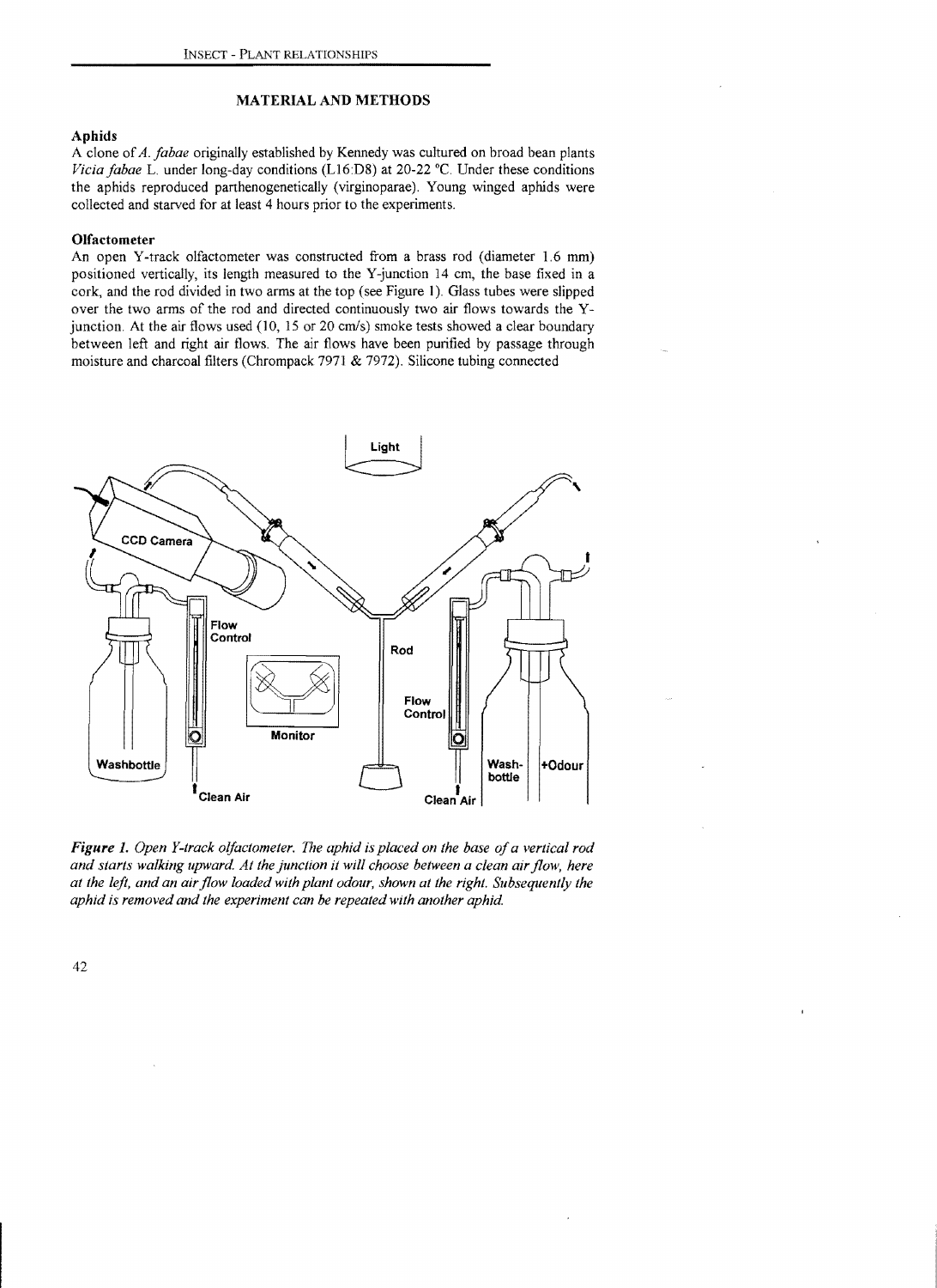## MATERIAL AND METHODS

### Aphids

A clone of *A. fabae* originally established by Kennedy was cultured on broad bean plants *Vicia faba*e L. under long-day conditions (L16:D8) at 20-22 °C. Under these conditions the aphids reproduced parthenogenetically (virginoparae). Young winged aphids were collected and starved for at least 4 hours prior to the experiments.

### Olfactometer

An open Y-track olfactometer was constructed from a brass rod (diameter 1.6 mm) positioned vertically, its length measured to the Y-junction 14 cm, the base fixed in a cork, and the rod divided in two arms at the top (see Figure 1). Glass tubes were slipped over the two arms of the rod and directed continuously two air flows towards the Y-junction. At the air flows used (10, 15 or 20 cm/s) smoke tests showed a clear boundary between left and right air flows. The air flows have been purified by passage through moisture and charcoal filters (Chrompack 7971 & 7972). Silicone tubing connected

***Figure 1.*** *Open Y-track olfactometer. The aphid is placed on the base of a vertical rod and starts walking upward. At the junction it will choose between a clean air flow, here at the left, and an air flow loaded with plant odour, shown at the right. Subsequently the aphid is removed and the experiment can be repeated with another aphid.*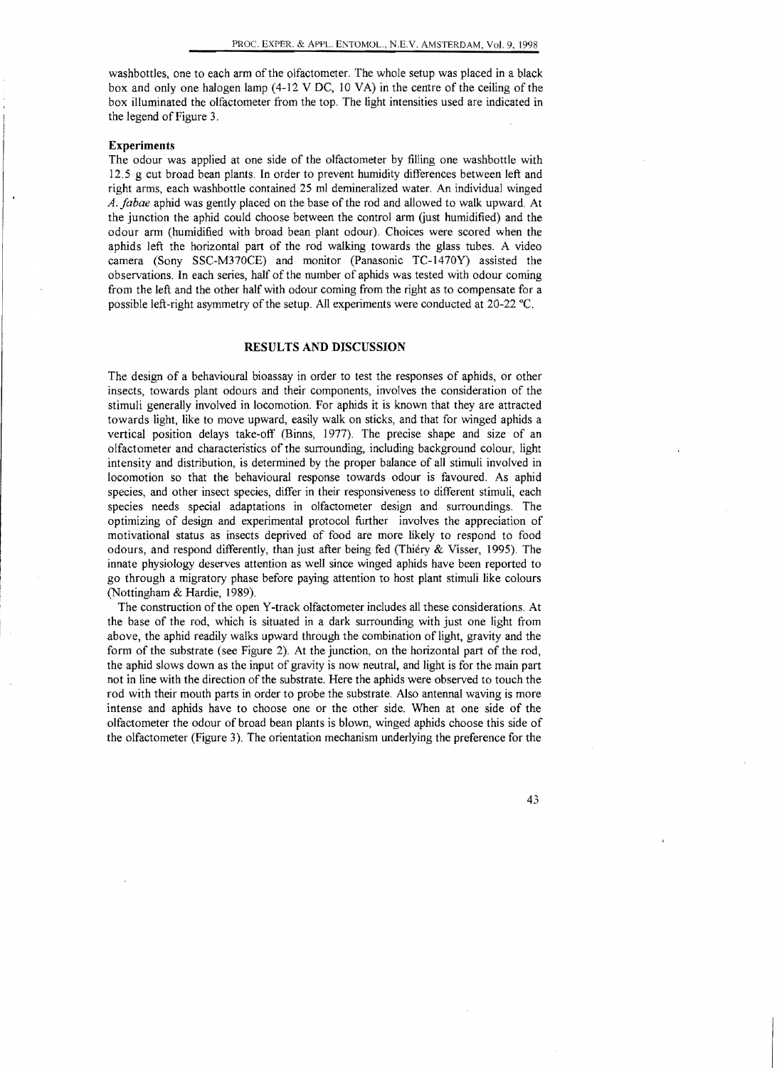washbottles, one to each arm of the olfactometer. The whole setup was placed in a black box and only one halogen lamp (4-12 V DC, 10 VA) in the centre of the ceiling of the box illuminated the olfactometer from the top. The light intensities used are indicated in the legend of Figure 3.

### Experiments

The odour was applied at one side of the olfactometer by filling one washbottle with 12.5 g cut broad bean plants. In order to prevent humidity differences between left and right arms, each washbottle contained 25 ml demineralized water. An individual winged *A. fabae* aphid was gently placed on the base of the rod and allowed to walk upward. At the junction the aphid could choose between the control arm (just humidified) and the odour arm (humidified with broad bean plant odour). Choices were scored when the aphids left the horizontal part of the rod walking towards the glass tubes. A video camera (Sony SSC-M370CE) and monitor (Panasonic TC-1470Y) assisted the observations. In each series, half of the number of aphids was tested with odour coming from the left and the other half with odour coming from the right as to compensate for a possible left-right asymmetry of the setup. All experiments were conducted at 20-22 °C.

## RESULTS AND DISCUSSION

The design of a behavioural bioassay in order to test the responses of aphids, or other insects, towards plant odours and their components, involves the consideration of the stimuli generally involved in locomotion. For aphids it is known that they are attracted towards light, like to move upward, easily walk on sticks, and that for winged aphids a vertical position delays take-off (Binns, 1977). The precise shape and size of an olfactometer and characteristics of the surrounding, including background colour, light intensity and distribution, is determined by the proper balance of all stimuli involved in locomotion so that the behavioural response towards odour is favoured. As aphid species, and other insect species, differ in their responsiveness to different stimuli, each species needs special adaptations in olfactometer design and surroundings. The optimizing of design and experimental protocol further involves the appreciation of motivational status as insects deprived of food are more likely to respond to food odours, and respond differently, than just after being fed (Thiéry & Visser, 1995). The innate physiology deserves attention as well since winged aphids have been reported to go through a migratory phase before paying attention to host plant stimuli like colours (Nottingham & Hardie, 1989).

The construction of the open Y-track olfactometer includes all these considerations. At the base of the rod, which is situated in a dark surrounding with just one light from above, the aphid readily walks upward through the combination of light, gravity and the form of the substrate (see Figure 2). At the junction, on the horizontal part of the rod, the aphid slows down as the input of gravity is now neutral, and light is for the main part not in line with the direction of the substrate. Here the aphids were observed to touch the rod with their mouth parts in order to probe the substrate. Also antennal waving is more intense and aphids have to choose one or the other side. When at one side of the olfactometer the odour of broad bean plants is blown, winged aphids choose this side of the olfactometer (Figure 3). The orientation mechanism underlying the preference for the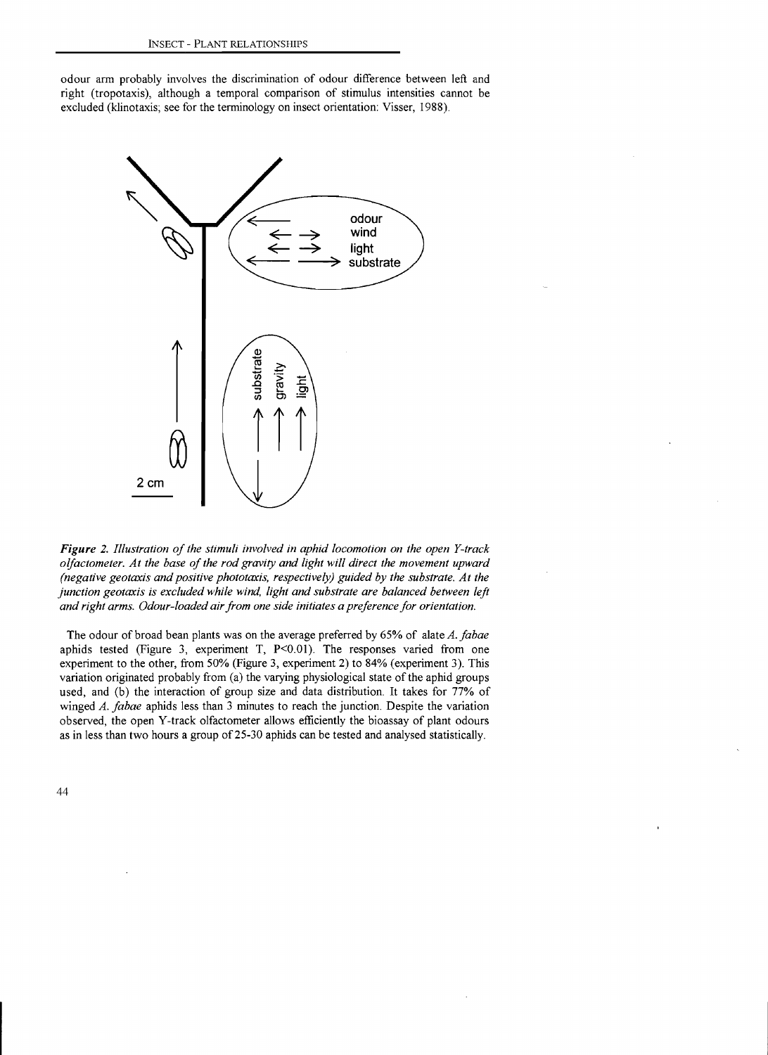odour arm probably involves the discrimination of odour difference between left and right (tropotaxis), although a temporal comparison of stimulus intensities cannot be excluded (klinotaxis; see for the terminology on insect orientation: Visser, 1988).

***Figure 2.*** *Illustration of the stimuli involved in aphid locomotion on the open Y-track olfactometer. At the base of the rod gravity and light will direct the movement upward (negative geotaxis and positive phototaxis, respectively) guided by the substrate. At the junction geotaxis is excluded while wind, light and substrate are balanced between left and right arms. Odour-loaded air from one side initiates a preference for orientation.*

The odour of broad bean plants was on the average preferred by 65% of alate *A. fabae* aphids tested (Figure 3, experiment T, $P<0.01$). The responses varied from one experiment to the other, from 50% (Figure 3, experiment 2) to 84% (experiment 3). This variation originated probably from (a) the varying physiological state of the aphid groups used, and (b) the interaction of group size and data distribution. It takes for 77% of winged *A. fabae* aphids less than 3 minutes to reach the junction. Despite the variation observed, the open Y-track olfactometer allows efficiently the bioassay of plant odours as in less than two hours a group of 25-30 aphids can be tested and analysed statistically.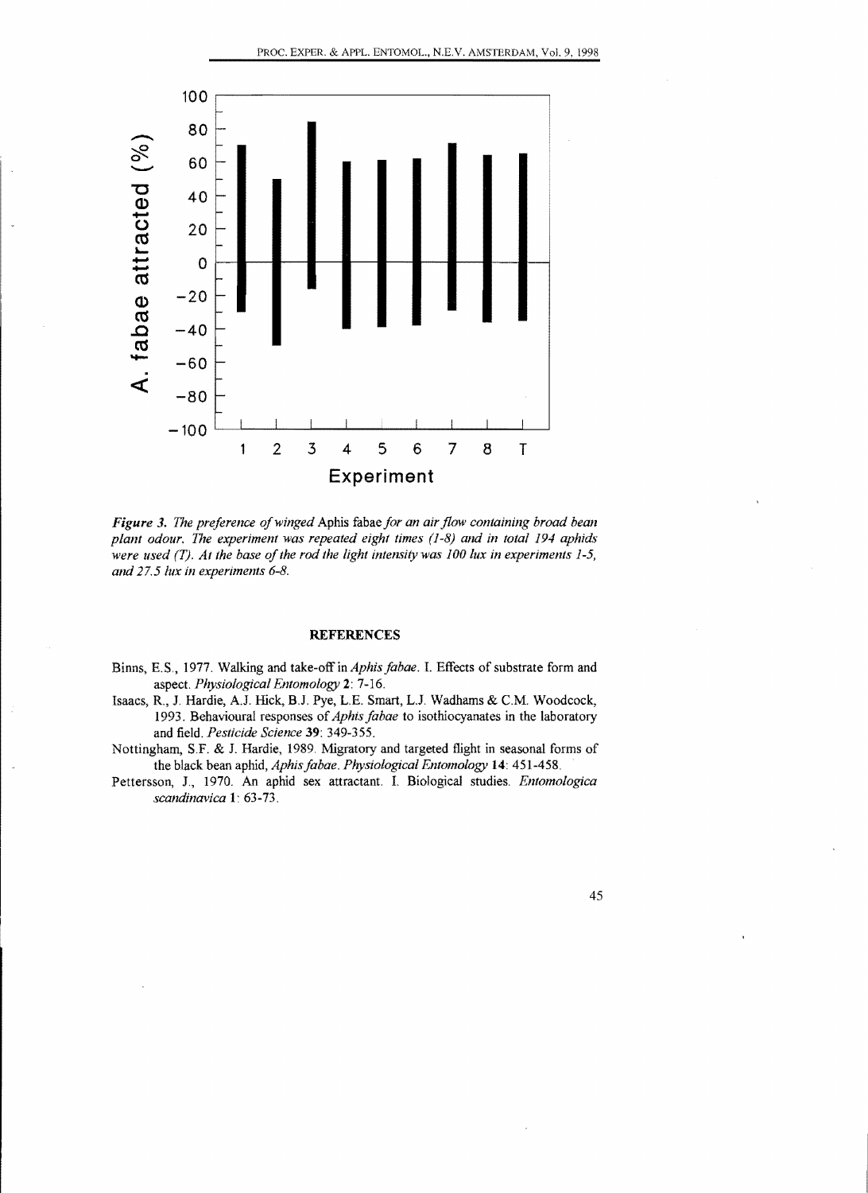*Figure 3. The preference of winged* Aphis fabae *for an air flow containing broad bean plant odour. The experiment was repeated eight times (1-8) and in total 194 aphids were used (T). At the base of the rod the light intensity was 100 lux in experiments 1-5, and 27.5 lux in experiments 6-8.*

## REFERENCES

Binns, E.S., 1977. Walking and take-off in *Aphis fabae*. I. Effects of substrate form and aspect. *Physiological Entomology* **2**: 7-16.

Isaacs, R., J. Hardie, A.J. Hick, B.J. Pye, L.E. Smart, L.J. Wadhams & C.M. Woodcock, 1993. Behavioural responses of *Aphis fabae* to isothiocyanates in the laboratory and field. *Pesticide Science* **39**: 349-355.

Nottingham, S.F. & J. Hardie, 1989. Migratory and targeted flight in seasonal forms of the black bean aphid, *Aphis fabae*. *Physiological Entomology* **14**: 451-458.

Pettersson, J., 1970. An aphid sex attractant. I. Biological studies. *Entomologica scandinavica* **1**: 63-73.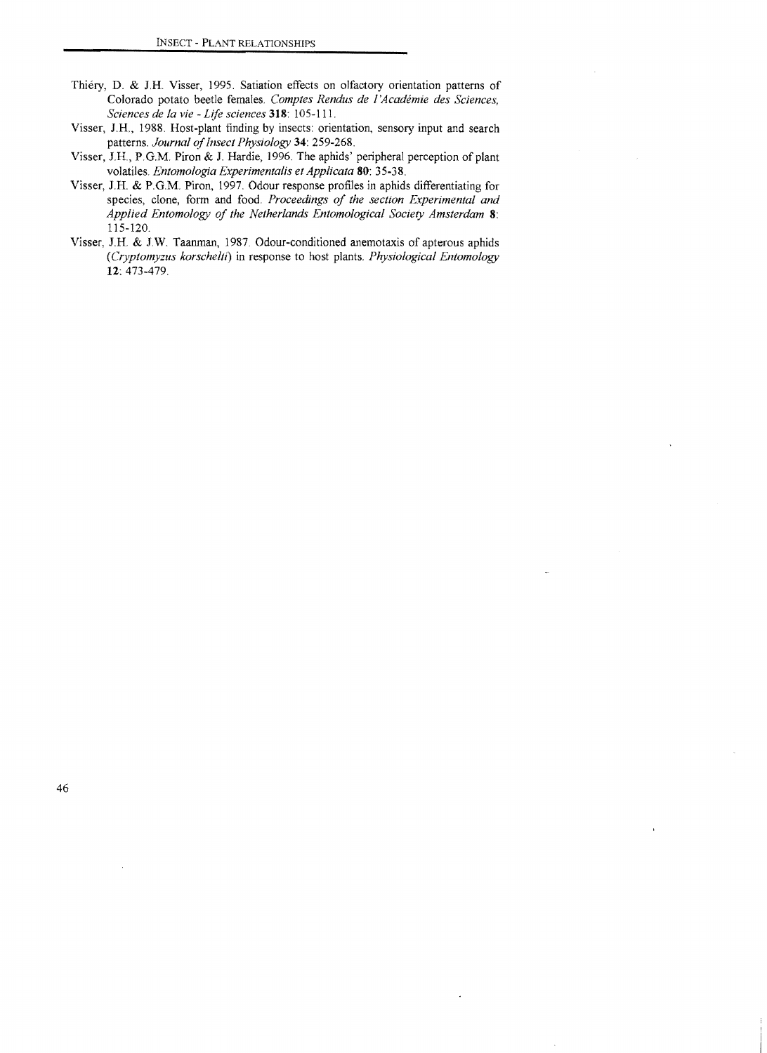Thiéry, D. & J.H. Visser, 1995. Satiation effects on olfactory orientation patterns of Colorado potato beetle females. *Comptes Rendus de l'Académie des Sciences, Sciences de la vie - Life sciences* **318**: 105-111.

Visser, J.H., 1988. Host-plant finding by insects: orientation, sensory input and search patterns. *Journal of Insect Physiology* **34**: 259-268.

Visser, J.H., P.G.M. Piron & J. Hardie, 1996. The aphids' peripheral perception of plant volatiles. *Entomologia Experimentalis et Applicata* **80**: 35-38.

Visser, J.H. & P.G.M. Piron, 1997. Odour response profiles in aphids differentiating for species, clone, form and food. *Proceedings of the section Experimental and Applied Entomology of the Netherlands Entomological Society Amsterdam* **8**: 115-120.

Visser, J.H. & J.W. Taanman, 1987. Odour-conditioned anemotaxis of apterous aphids (*Cryptomyzus korschelti*) in response to host plants. *Physiological Entomology* **12**: 473-479.